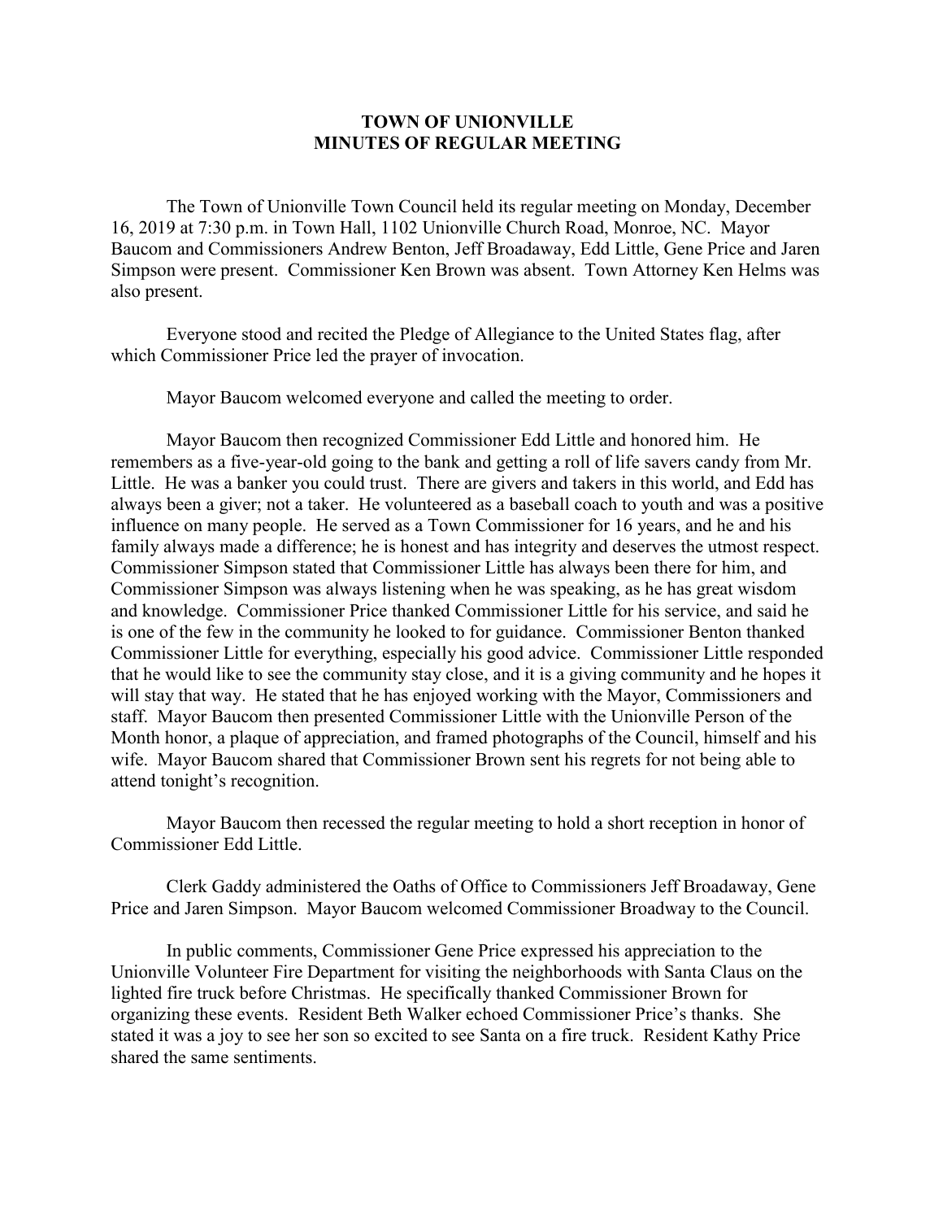# TOWN OF UNIONVILLE
# MINUTES OF REGULAR MEETING

The Town of Unionville Town Council held its regular meeting on Monday, December 16, 2019 at 7:30 p.m. in Town Hall, 1102 Unionville Church Road, Monroe, NC. Mayor Baucom and Commissioners Andrew Benton, Jeff Broadaway, Edd Little, Gene Price and Jaren Simpson were present. Commissioner Ken Brown was absent. Town Attorney Ken Helms was also present.

Everyone stood and recited the Pledge of Allegiance to the United States flag, after which Commissioner Price led the prayer of invocation.

Mayor Baucom welcomed everyone and called the meeting to order.

Mayor Baucom then recognized Commissioner Edd Little and honored him. He remembers as a five-year-old going to the bank and getting a roll of life savers candy from Mr. Little. He was a banker you could trust. There are givers and takers in this world, and Edd has always been a giver; not a taker. He volunteered as a baseball coach to youth and was a positive influence on many people. He served as a Town Commissioner for 16 years, and he and his family always made a difference; he is honest and has integrity and deserves the utmost respect. Commissioner Simpson stated that Commissioner Little has always been there for him, and Commissioner Simpson was always listening when he was speaking, as he has great wisdom and knowledge. Commissioner Price thanked Commissioner Little for his service, and said he is one of the few in the community he looked to for guidance. Commissioner Benton thanked Commissioner Little for everything, especially his good advice. Commissioner Little responded that he would like to see the community stay close, and it is a giving community and he hopes it will stay that way. He stated that he has enjoyed working with the Mayor, Commissioners and staff. Mayor Baucom then presented Commissioner Little with the Unionville Person of the Month honor, a plaque of appreciation, and framed photographs of the Council, himself and his wife. Mayor Baucom shared that Commissioner Brown sent his regrets for not being able to attend tonight's recognition.

Mayor Baucom then recessed the regular meeting to hold a short reception in honor of Commissioner Edd Little.

Clerk Gaddy administered the Oaths of Office to Commissioners Jeff Broadaway, Gene Price and Jaren Simpson. Mayor Baucom welcomed Commissioner Broadway to the Council.

In public comments, Commissioner Gene Price expressed his appreciation to the Unionville Volunteer Fire Department for visiting the neighborhoods with Santa Claus on the lighted fire truck before Christmas. He specifically thanked Commissioner Brown for organizing these events. Resident Beth Walker echoed Commissioner Price's thanks. She stated it was a joy to see her son so excited to see Santa on a fire truck. Resident Kathy Price shared the same sentiments.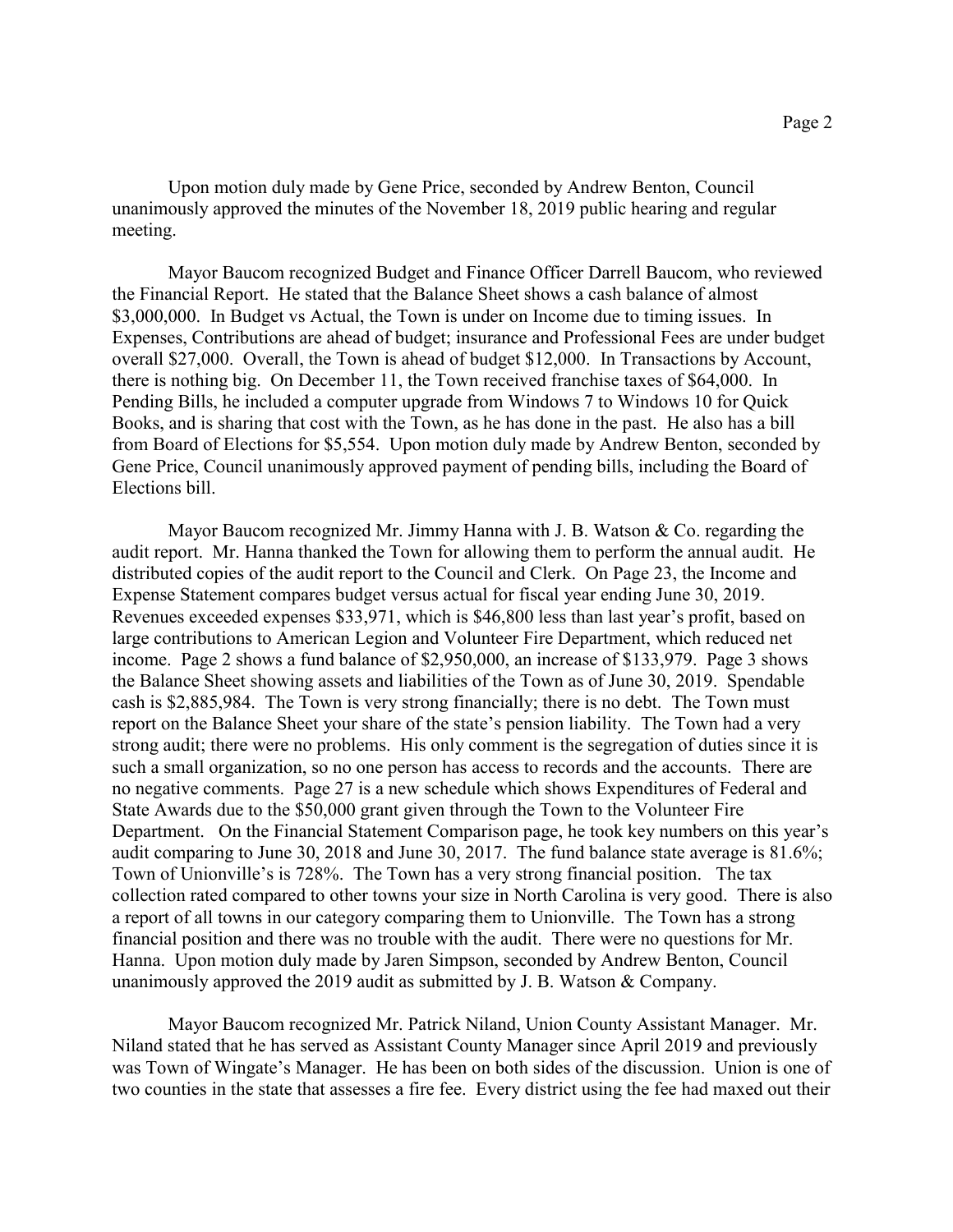Upon motion duly made by Gene Price, seconded by Andrew Benton, Council unanimously approved the minutes of the November 18, 2019 public hearing and regular meeting.

Mayor Baucom recognized Budget and Finance Officer Darrell Baucom, who reviewed the Financial Report. He stated that the Balance Sheet shows a cash balance of almost $3,000,000. In Budget vs Actual, the Town is under on Income due to timing issues. In Expenses, Contributions are ahead of budget; insurance and Professional Fees are under budget overall $27,000. Overall, the Town is ahead of budget $12,000. In Transactions by Account, there is nothing big. On December 11, the Town received franchise taxes of $64,000. In Pending Bills, he included a computer upgrade from Windows 7 to Windows 10 for Quick Books, and is sharing that cost with the Town, as he has done in the past. He also has a bill from Board of Elections for $5,554. Upon motion duly made by Andrew Benton, seconded by Gene Price, Council unanimously approved payment of pending bills, including the Board of Elections bill.

Mayor Baucom recognized Mr. Jimmy Hanna with J. B. Watson & Co. regarding the audit report. Mr. Hanna thanked the Town for allowing them to perform the annual audit. He distributed copies of the audit report to the Council and Clerk. On Page 23, the Income and Expense Statement compares budget versus actual for fiscal year ending June 30, 2019. Revenues exceeded expenses $33,971, which is $46,800 less than last year's profit, based on large contributions to American Legion and Volunteer Fire Department, which reduced net income. Page 2 shows a fund balance of $2,950,000, an increase of $133,979. Page 3 shows the Balance Sheet showing assets and liabilities of the Town as of June 30, 2019. Spendable cash is $2,885,984. The Town is very strong financially; there is no debt. The Town must report on the Balance Sheet your share of the state's pension liability. The Town had a very strong audit; there were no problems. His only comment is the segregation of duties since it is such a small organization, so no one person has access to records and the accounts. There are no negative comments. Page 27 is a new schedule which shows Expenditures of Federal and State Awards due to the $50,000 grant given through the Town to the Volunteer Fire Department. On the Financial Statement Comparison page, he took key numbers on this year's audit comparing to June 30, 2018 and June 30, 2017. The fund balance state average is 81.6%; Town of Unionville's is 728%. The Town has a very strong financial position. The tax collection rated compared to other towns your size in North Carolina is very good. There is also a report of all towns in our category comparing them to Unionville. The Town has a strong financial position and there was no trouble with the audit. There were no questions for Mr. Hanna. Upon motion duly made by Jaren Simpson, seconded by Andrew Benton, Council unanimously approved the 2019 audit as submitted by J. B. Watson & Company.

Mayor Baucom recognized Mr. Patrick Niland, Union County Assistant Manager. Mr. Niland stated that he has served as Assistant County Manager since April 2019 and previously was Town of Wingate's Manager. He has been on both sides of the discussion. Union is one of two counties in the state that assesses a fire fee. Every district using the fee had maxed out their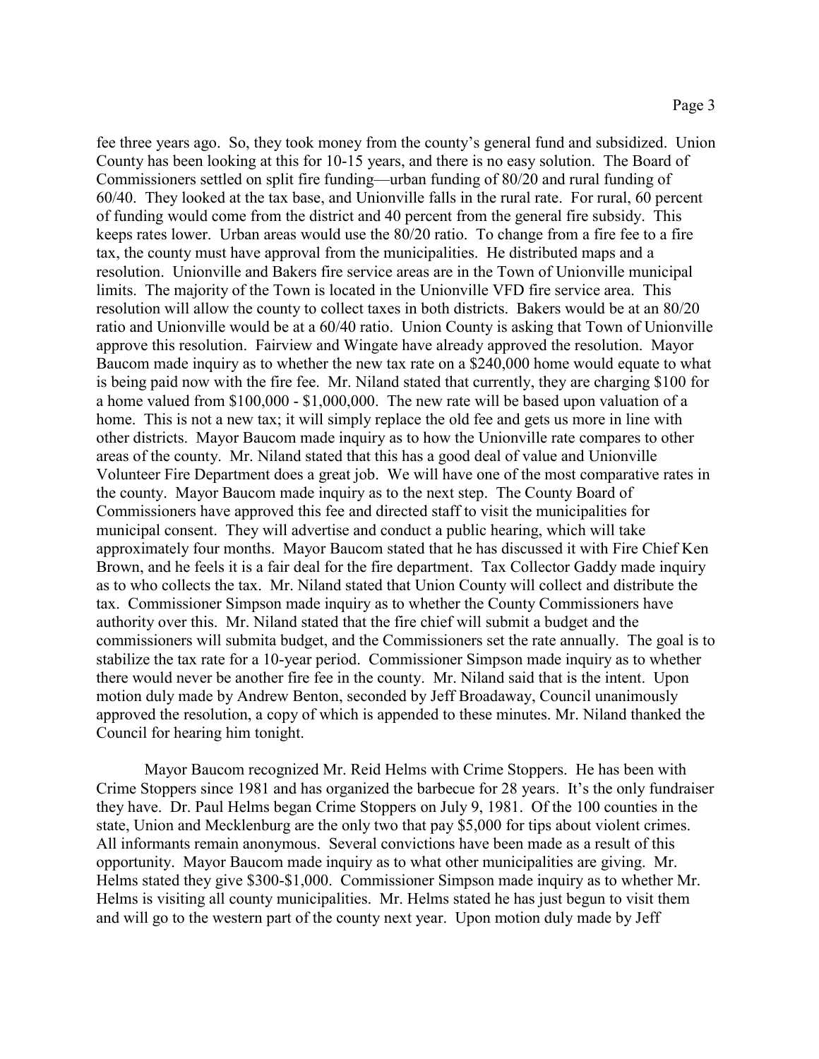fee three years ago. So, they took money from the county's general fund and subsidized. Union County has been looking at this for 10-15 years, and there is no easy solution. The Board of Commissioners settled on split fire funding—urban funding of 80/20 and rural funding of 60/40. They looked at the tax base, and Unionville falls in the rural rate. For rural, 60 percent of funding would come from the district and 40 percent from the general fire subsidy. This keeps rates lower. Urban areas would use the 80/20 ratio. To change from a fire fee to a fire tax, the county must have approval from the municipalities. He distributed maps and a resolution. Unionville and Bakers fire service areas are in the Town of Unionville municipal limits. The majority of the Town is located in the Unionville VFD fire service area. This resolution will allow the county to collect taxes in both districts. Bakers would be at an 80/20 ratio and Unionville would be at a 60/40 ratio. Union County is asking that Town of Unionville approve this resolution. Fairview and Wingate have already approved the resolution. Mayor Baucom made inquiry as to whether the new tax rate on a $240,000 home would equate to what is being paid now with the fire fee. Mr. Niland stated that currently, they are charging $100 for a home valued from $100,000 - $1,000,000. The new rate will be based upon valuation of a home. This is not a new tax; it will simply replace the old fee and gets us more in line with other districts. Mayor Baucom made inquiry as to how the Unionville rate compares to other areas of the county. Mr. Niland stated that this has a good deal of value and Unionville Volunteer Fire Department does a great job. We will have one of the most comparative rates in the county. Mayor Baucom made inquiry as to the next step. The County Board of Commissioners have approved this fee and directed staff to visit the municipalities for municipal consent. They will advertise and conduct a public hearing, which will take approximately four months. Mayor Baucom stated that he has discussed it with Fire Chief Ken Brown, and he feels it is a fair deal for the fire department. Tax Collector Gaddy made inquiry as to who collects the tax. Mr. Niland stated that Union County will collect and distribute the tax. Commissioner Simpson made inquiry as to whether the County Commissioners have authority over this. Mr. Niland stated that the fire chief will submit a budget and the commissioners will submita budget, and the Commissioners set the rate annually. The goal is to stabilize the tax rate for a 10-year period. Commissioner Simpson made inquiry as to whether there would never be another fire fee in the county. Mr. Niland said that is the intent. Upon motion duly made by Andrew Benton, seconded by Jeff Broadaway, Council unanimously approved the resolution, a copy of which is appended to these minutes. Mr. Niland thanked the Council for hearing him tonight.

Mayor Baucom recognized Mr. Reid Helms with Crime Stoppers. He has been with Crime Stoppers since 1981 and has organized the barbecue for 28 years. It's the only fundraiser they have. Dr. Paul Helms began Crime Stoppers on July 9, 1981. Of the 100 counties in the state, Union and Mecklenburg are the only two that pay $5,000 for tips about violent crimes. All informants remain anonymous. Several convictions have been made as a result of this opportunity. Mayor Baucom made inquiry as to what other municipalities are giving. Mr. Helms stated they give $300-$1,000. Commissioner Simpson made inquiry as to whether Mr. Helms is visiting all county municipalities. Mr. Helms stated he has just begun to visit them and will go to the western part of the county next year. Upon motion duly made by Jeff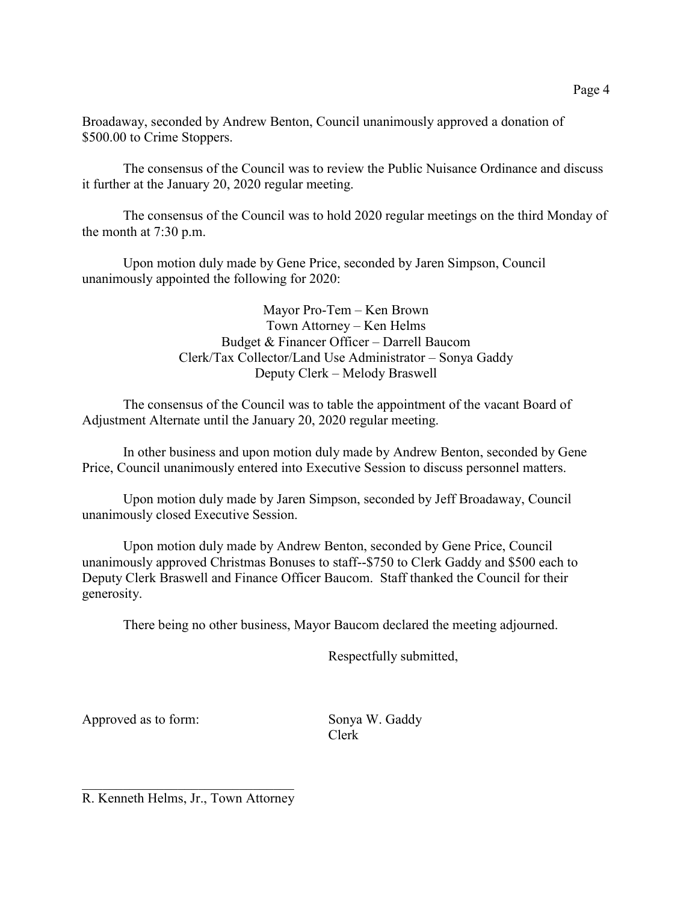Broadaway, seconded by Andrew Benton, Council unanimously approved a donation of $500.00 to Crime Stoppers.

The consensus of the Council was to review the Public Nuisance Ordinance and discuss it further at the January 20, 2020 regular meeting.

The consensus of the Council was to hold 2020 regular meetings on the third Monday of the month at 7:30 p.m.

Upon motion duly made by Gene Price, seconded by Jaren Simpson, Council unanimously appointed the following for 2020:

Mayor Pro-Tem – Ken Brown
Town Attorney – Ken Helms
Budget & Financer Officer – Darrell Baucom
Clerk/Tax Collector/Land Use Administrator – Sonya Gaddy
Deputy Clerk – Melody Braswell

The consensus of the Council was to table the appointment of the vacant Board of Adjustment Alternate until the January 20, 2020 regular meeting.

In other business and upon motion duly made by Andrew Benton, seconded by Gene Price, Council unanimously entered into Executive Session to discuss personnel matters.

Upon motion duly made by Jaren Simpson, seconded by Jeff Broadaway, Council unanimously closed Executive Session.

Upon motion duly made by Andrew Benton, seconded by Gene Price, Council unanimously approved Christmas Bonuses to staff--$750 to Clerk Gaddy and $500 each to Deputy Clerk Braswell and Finance Officer Baucom. Staff thanked the Council for their generosity.

There being no other business, Mayor Baucom declared the meeting adjourned.

Respectfully submitted,

Approved as to form:

Sonya W. Gaddy
Clerk

\_\_\_\_\_\_\_\_\_\_\_\_\_\_\_\_\_\_\_\_\_\_\_\_\_\_\_\_\_\_\_\_\_
R. Kenneth Helms, Jr., Town Attorney